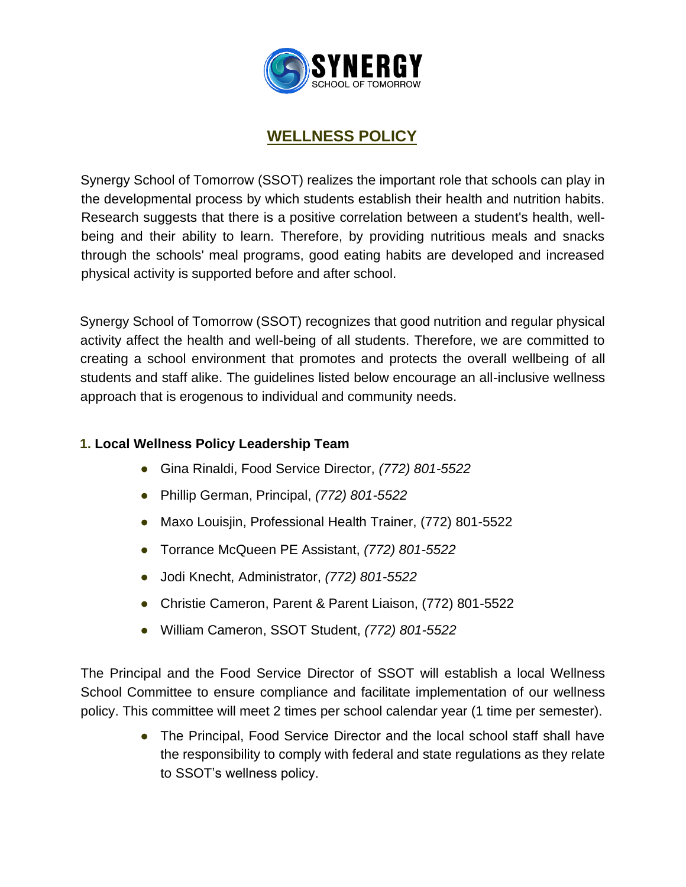SYNERGY
SCHOOL OF TOMORROW

# WELLNESS POLICY

Synergy School of Tomorrow (SSOT) realizes the important role that schools can play in the developmental process by which students establish their health and nutrition habits. Research suggests that there is a positive correlation between a student's health, well-being and their ability to learn. Therefore, by providing nutritious meals and snacks through the schools' meal programs, good eating habits are developed and increased physical activity is supported before and after school.

Synergy School of Tomorrow (SSOT) recognizes that good nutrition and regular physical activity affect the health and well-being of all students. Therefore, we are committed to creating a school environment that promotes and protects the overall wellbeing of all students and staff alike. The guidelines listed below encourage an all-inclusive wellness approach that is erogenous to individual and community needs.

## 1. Local Wellness Policy Leadership Team

- Gina Rinaldi, Food Service Director, *(772) 801-5522*
- Phillip German, Principal, *(772) 801-5522*
- Maxo Louisjin, Professional Health Trainer, (772) 801-5522
- Torrance McQueen PE Assistant, *(772) 801-5522*
- Jodi Knecht, Administrator, *(772) 801-5522*
- Christie Cameron, Parent & Parent Liaison, (772) 801-5522
- William Cameron, SSOT Student, *(772) 801-5522*

The Principal and the Food Service Director of SSOT will establish a local Wellness School Committee to ensure compliance and facilitate implementation of our wellness policy. This committee will meet 2 times per school calendar year (1 time per semester).

- The Principal, Food Service Director and the local school staff shall have the responsibility to comply with federal and state regulations as they relate to SSOT's wellness policy.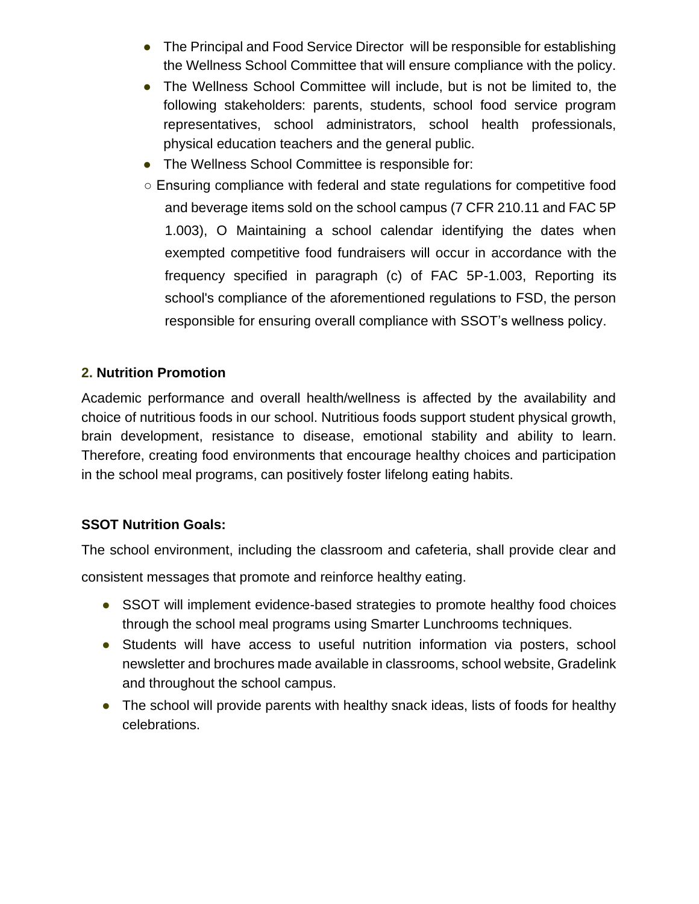- The Principal and Food Service Director will be responsible for establishing the Wellness School Committee that will ensure compliance with the policy.
- The Wellness School Committee will include, but is not be limited to, the following stakeholders: parents, students, school food service program representatives, school administrators, school health professionals, physical education teachers and the general public.
- The Wellness School Committee is responsible for:
  - Ensuring compliance with federal and state regulations for competitive food and beverage items sold on the school campus (7 CFR 210.11 and FAC 5P 1.003), O Maintaining a school calendar identifying the dates when exempted competitive food fundraisers will occur in accordance with the frequency specified in paragraph (c) of FAC 5P-1.003, Reporting its school's compliance of the aforementioned regulations to FSD, the person responsible for ensuring overall compliance with SSOT's wellness policy.

## 2. Nutrition Promotion

Academic performance and overall health/wellness is affected by the availability and choice of nutritious foods in our school. Nutritious foods support student physical growth, brain development, resistance to disease, emotional stability and ability to learn. Therefore, creating food environments that encourage healthy choices and participation in the school meal programs, can positively foster lifelong eating habits.

**SSOT Nutrition Goals:**

The school environment, including the classroom and cafeteria, shall provide clear and consistent messages that promote and reinforce healthy eating.

- SSOT will implement evidence-based strategies to promote healthy food choices through the school meal programs using Smarter Lunchrooms techniques.
- Students will have access to useful nutrition information via posters, school newsletter and brochures made available in classrooms, school website, Gradelink and throughout the school campus.
- The school will provide parents with healthy snack ideas, lists of foods for healthy celebrations.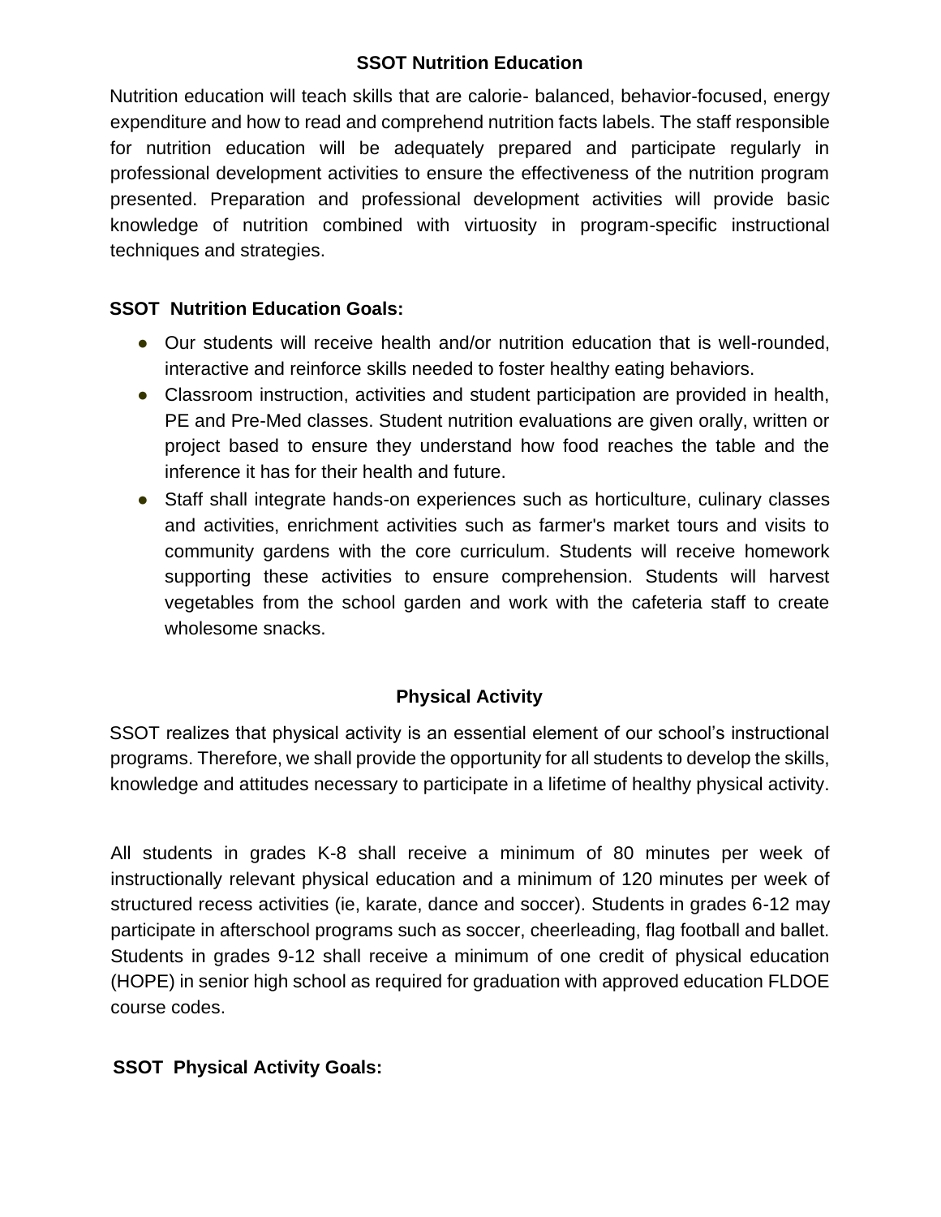## SSOT Nutrition Education

Nutrition education will teach skills that are calorie- balanced, behavior-focused, energy expenditure and how to read and comprehend nutrition facts labels. The staff responsible for nutrition education will be adequately prepared and participate regularly in professional development activities to ensure the effectiveness of the nutrition program presented. Preparation and professional development activities will provide basic knowledge of nutrition combined with virtuosity in program-specific instructional techniques and strategies.

### SSOT Nutrition Education Goals:

- Our students will receive health and/or nutrition education that is well-rounded, interactive and reinforce skills needed to foster healthy eating behaviors.
- Classroom instruction, activities and student participation are provided in health, PE and Pre-Med classes. Student nutrition evaluations are given orally, written or project based to ensure they understand how food reaches the table and the inference it has for their health and future.
- Staff shall integrate hands-on experiences such as horticulture, culinary classes and activities, enrichment activities such as farmer's market tours and visits to community gardens with the core curriculum. Students will receive homework supporting these activities to ensure comprehension. Students will harvest vegetables from the school garden and work with the cafeteria staff to create wholesome snacks.

## Physical Activity

SSOT realizes that physical activity is an essential element of our school's instructional programs. Therefore, we shall provide the opportunity for all students to develop the skills, knowledge and attitudes necessary to participate in a lifetime of healthy physical activity.

All students in grades K-8 shall receive a minimum of 80 minutes per week of instructionally relevant physical education and a minimum of 120 minutes per week of structured recess activities (ie, karate, dance and soccer). Students in grades 6-12 may participate in afterschool programs such as soccer, cheerleading, flag football and ballet. Students in grades 9-12 shall receive a minimum of one credit of physical education (HOPE) in senior high school as required for graduation with approved education FLDOE course codes.

### SSOT Physical Activity Goals: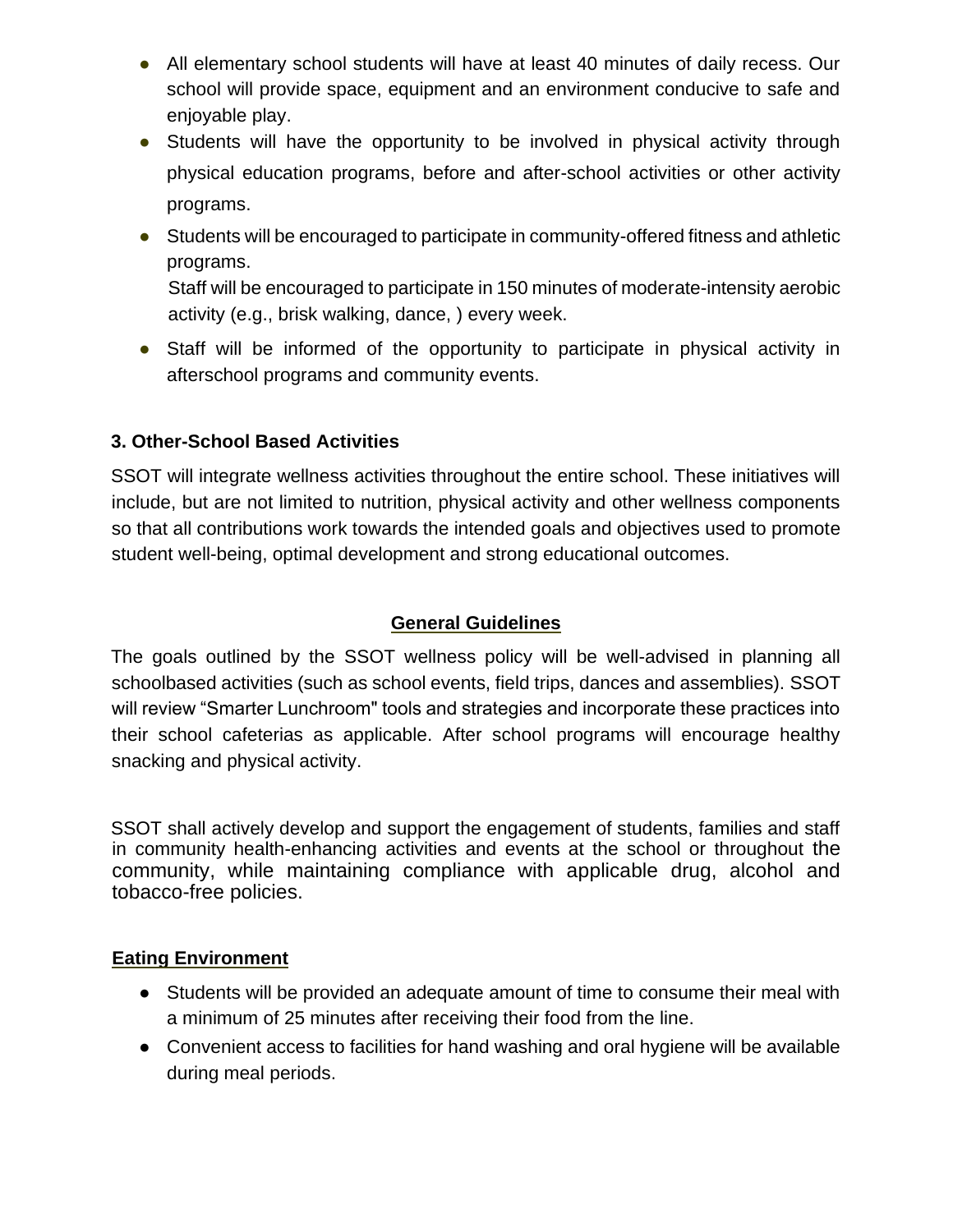- All elementary school students will have at least 40 minutes of daily recess. Our school will provide space, equipment and an environment conducive to safe and enjoyable play.
- Students will have the opportunity to be involved in physical activity through physical education programs, before and after-school activities or other activity programs.
- Students will be encouraged to participate in community-offered fitness and athletic programs.
  Staff will be encouraged to participate in 150 minutes of moderate-intensity aerobic activity (e.g., brisk walking, dance, ) every week.
- Staff will be informed of the opportunity to participate in physical activity in afterschool programs and community events.

### 3. Other-School Based Activities

SSOT will integrate wellness activities throughout the entire school. These initiatives will include, but are not limited to nutrition, physical activity and other wellness components so that all contributions work towards the intended goals and objectives used to promote student well-being, optimal development and strong educational outcomes.

## General Guidelines

The goals outlined by the SSOT wellness policy will be well-advised in planning all schoolbased activities (such as school events, field trips, dances and assemblies). SSOT will review "Smarter Lunchroom" tools and strategies and incorporate these practices into their school cafeterias as applicable. After school programs will encourage healthy snacking and physical activity.

SSOT shall actively develop and support the engagement of students, families and staff in community health-enhancing activities and events at the school or throughout the community, while maintaining compliance with applicable drug, alcohol and tobacco-free policies.

### Eating Environment

- Students will be provided an adequate amount of time to consume their meal with a minimum of 25 minutes after receiving their food from the line.
- Convenient access to facilities for hand washing and oral hygiene will be available during meal periods.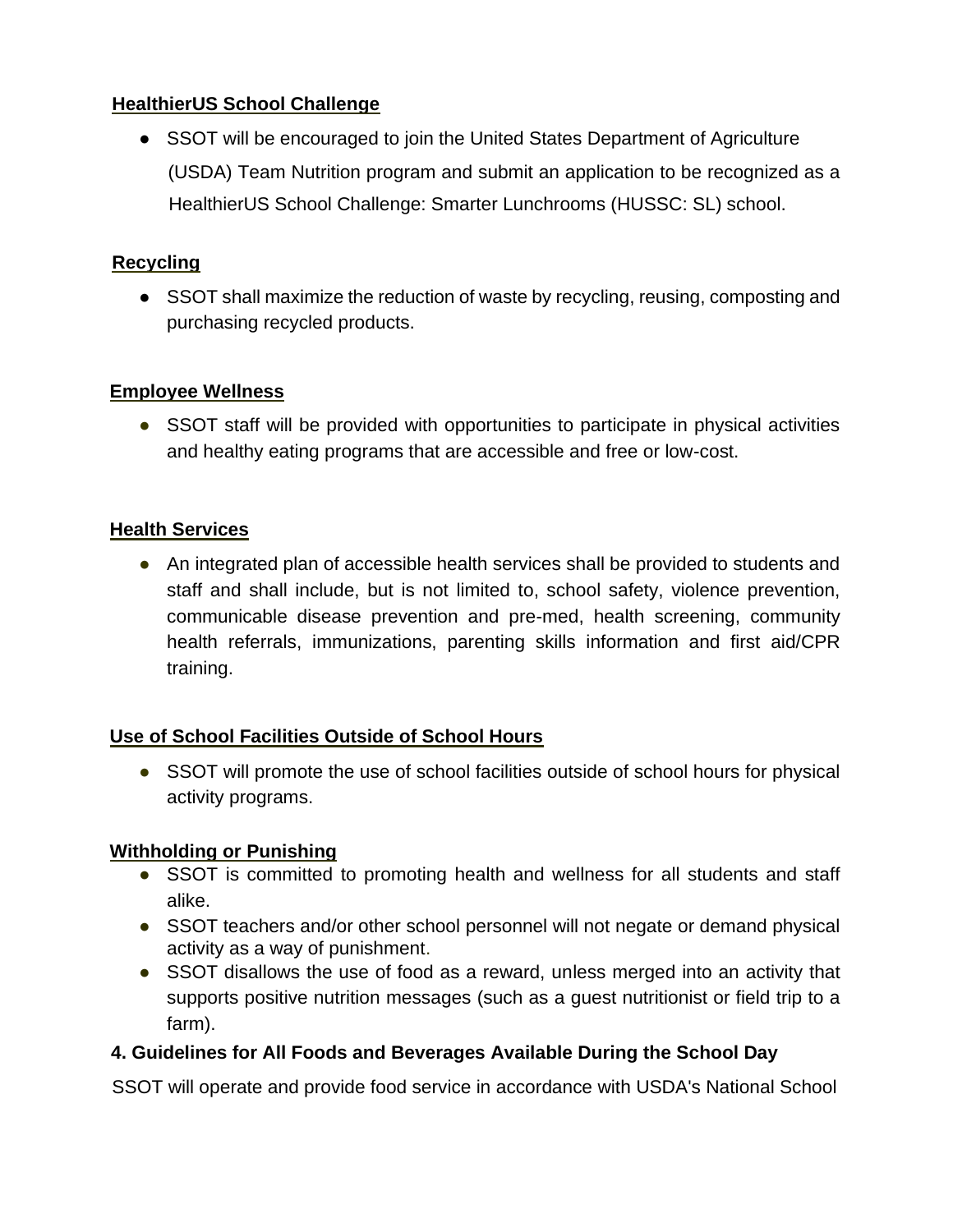**HealthierUS School Challenge**

- SSOT will be encouraged to join the United States Department of Agriculture (USDA) Team Nutrition program and submit an application to be recognized as a HealthierUS School Challenge: Smarter Lunchrooms (HUSSC: SL) school.

**Recycling**

- SSOT shall maximize the reduction of waste by recycling, reusing, composting and purchasing recycled products.

**Employee Wellness**

- SSOT staff will be provided with opportunities to participate in physical activities and healthy eating programs that are accessible and free or low-cost.

**Health Services**

- An integrated plan of accessible health services shall be provided to students and staff and shall include, but is not limited to, school safety, violence prevention, communicable disease prevention and pre-med, health screening, community health referrals, immunizations, parenting skills information and first aid/CPR training.

**Use of School Facilities Outside of School Hours**

- SSOT will promote the use of school facilities outside of school hours for physical activity programs.

**Withholding or Punishing**

- SSOT is committed to promoting health and wellness for all students and staff alike.
- SSOT teachers and/or other school personnel will not negate or demand physical activity as a way of punishment.
- SSOT disallows the use of food as a reward, unless merged into an activity that supports positive nutrition messages (such as a guest nutritionist or field trip to a farm).

### 4. Guidelines for All Foods and Beverages Available During the School Day

SSOT will operate and provide food service in accordance with USDA's National School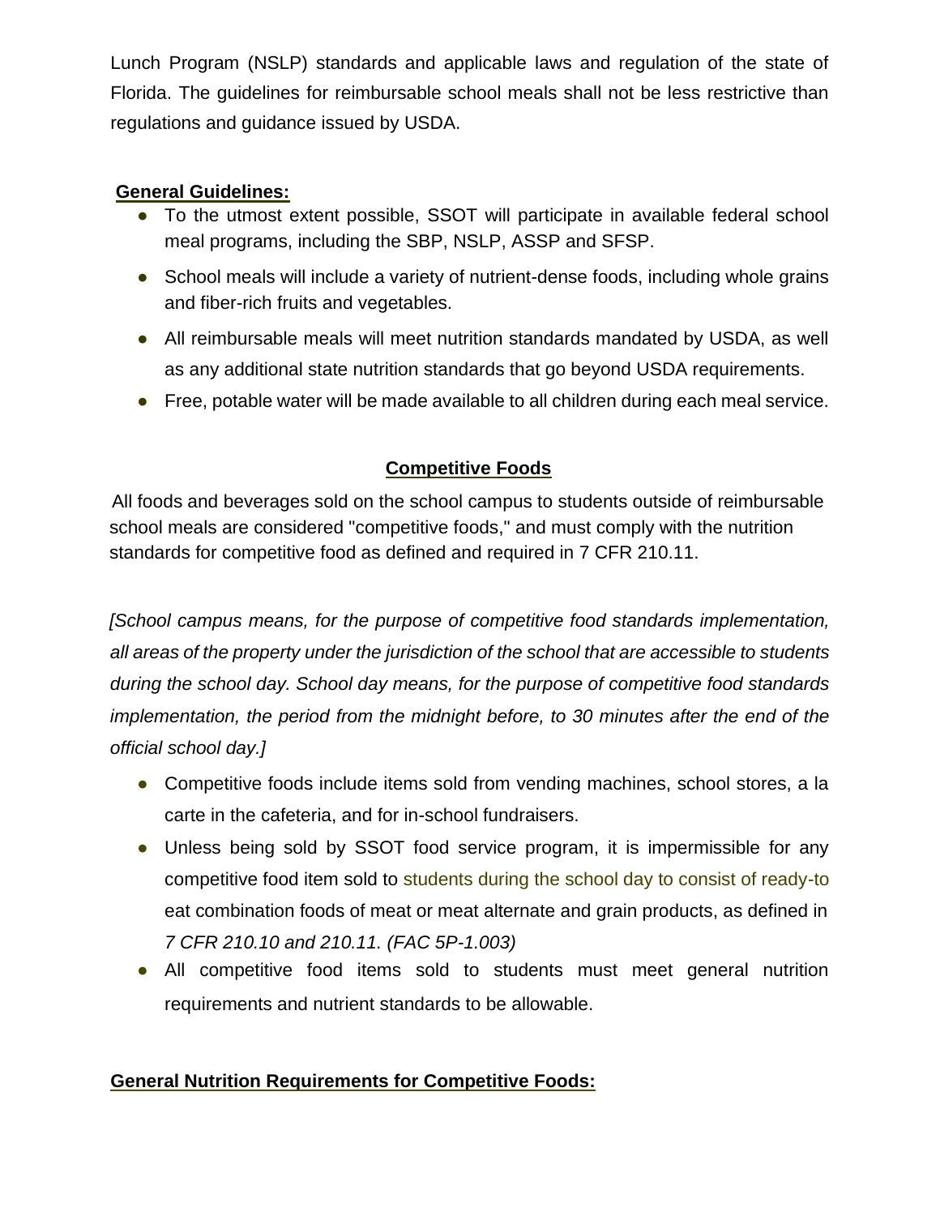Lunch Program (NSLP) standards and applicable laws and regulation of the state of Florida. The guidelines for reimbursable school meals shall not be less restrictive than regulations and guidance issued by USDA.

**General Guidelines:**

- To the utmost extent possible, SSOT will participate in available federal school meal programs, including the SBP, NSLP, ASSP and SFSP.
- School meals will include a variety of nutrient-dense foods, including whole grains and fiber-rich fruits and vegetables.
- All reimbursable meals will meet nutrition standards mandated by USDA, as well as any additional state nutrition standards that go beyond USDA requirements.
- Free, potable water will be made available to all children during each meal service.

## Competitive Foods

All foods and beverages sold on the school campus to students outside of reimbursable school meals are considered "competitive foods," and must comply with the nutrition standards for competitive food as defined and required in 7 CFR 210.11.

*[School campus means, for the purpose of competitive food standards implementation, all areas of the property under the jurisdiction of the school that are accessible to students during the school day. School day means, for the purpose of competitive food standards implementation, the period from the midnight before, to 30 minutes after the end of the official school day.]*

- Competitive foods include items sold from vending machines, school stores, a la carte in the cafeteria, and for in-school fundraisers.
- Unless being sold by SSOT food service program, it is impermissible for any competitive food item sold to students during the school day to consist of ready-to eat combination foods of meat or meat alternate and grain products, as defined in *7 CFR 210.10 and 210.11. (FAC 5P-1.003)*
- All competitive food items sold to students must meet general nutrition requirements and nutrient standards to be allowable.

**General Nutrition Requirements for Competitive Foods:**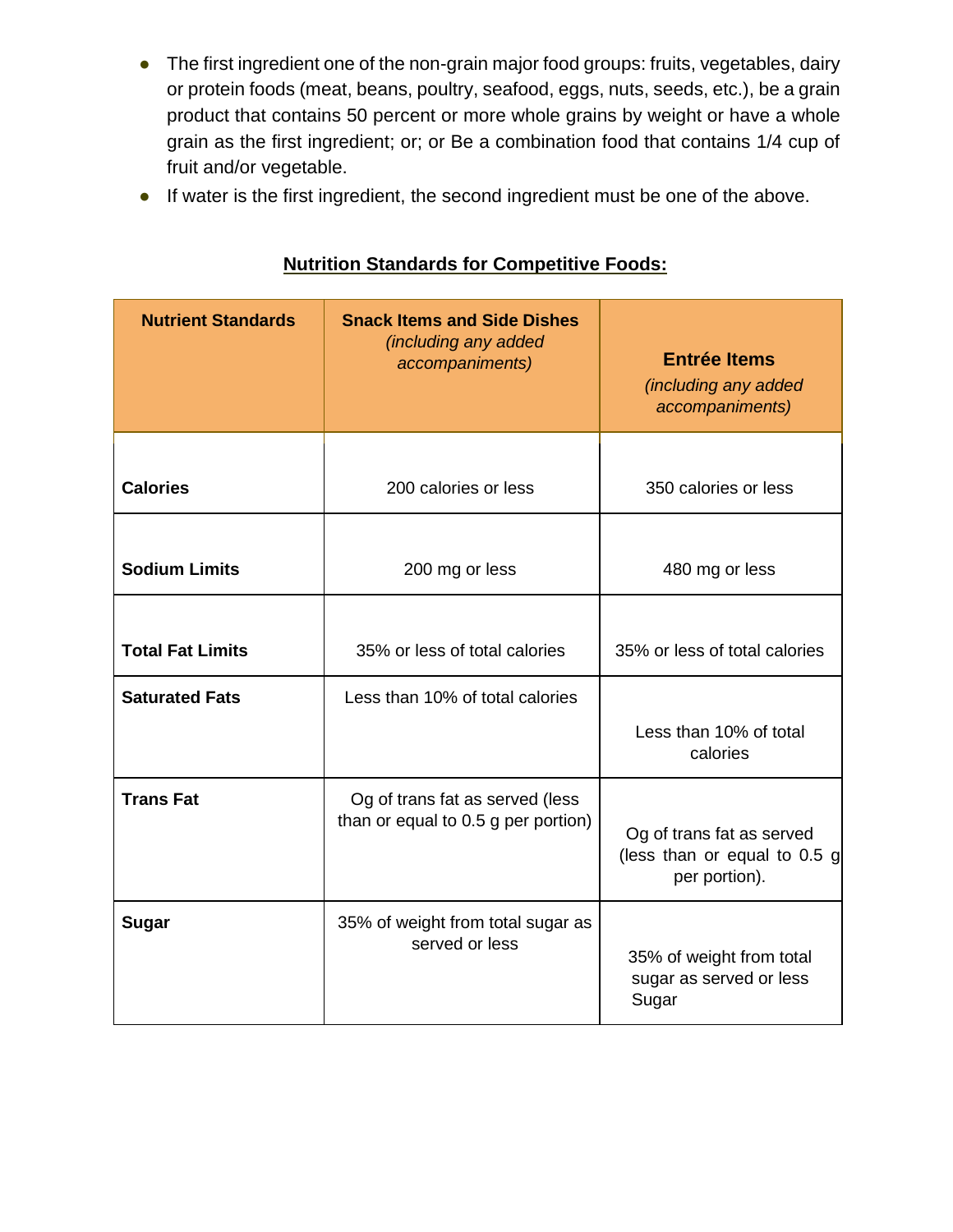- The first ingredient one of the non-grain major food groups: fruits, vegetables, dairy or protein foods (meat, beans, poultry, seafood, eggs, nuts, seeds, etc.), be a grain product that contains 50 percent or more whole grains by weight or have a whole grain as the first ingredient; or; or Be a combination food that contains 1/4 cup of fruit and/or vegetable.
- If water is the first ingredient, the second ingredient must be one of the above.

**<u>Nutrition Standards for Competitive Foods:</u>**

| Nutrient Standards | Snack Items and Side Dishes *(including any added accompaniments)* | Entrée Items *(including any added accompaniments)* |
|---|---|---|
| **Calories** | 200 calories or less | 350 calories or less |
| **Sodium Limits** | 200 mg or less | 480 mg or less |
| **Total Fat Limits** | 35% or less of total calories | 35% or less of total calories |
| **Saturated Fats** | Less than 10% of total calories | Less than 10% of total calories |
| **Trans Fat** | Og of trans fat as served (less than or equal to 0.5 g per portion) | Og of trans fat as served (less than or equal to 0.5 g per portion). |
| **Sugar** | 35% of weight from total sugar as served or less | 35% of weight from total sugar as served or less Sugar |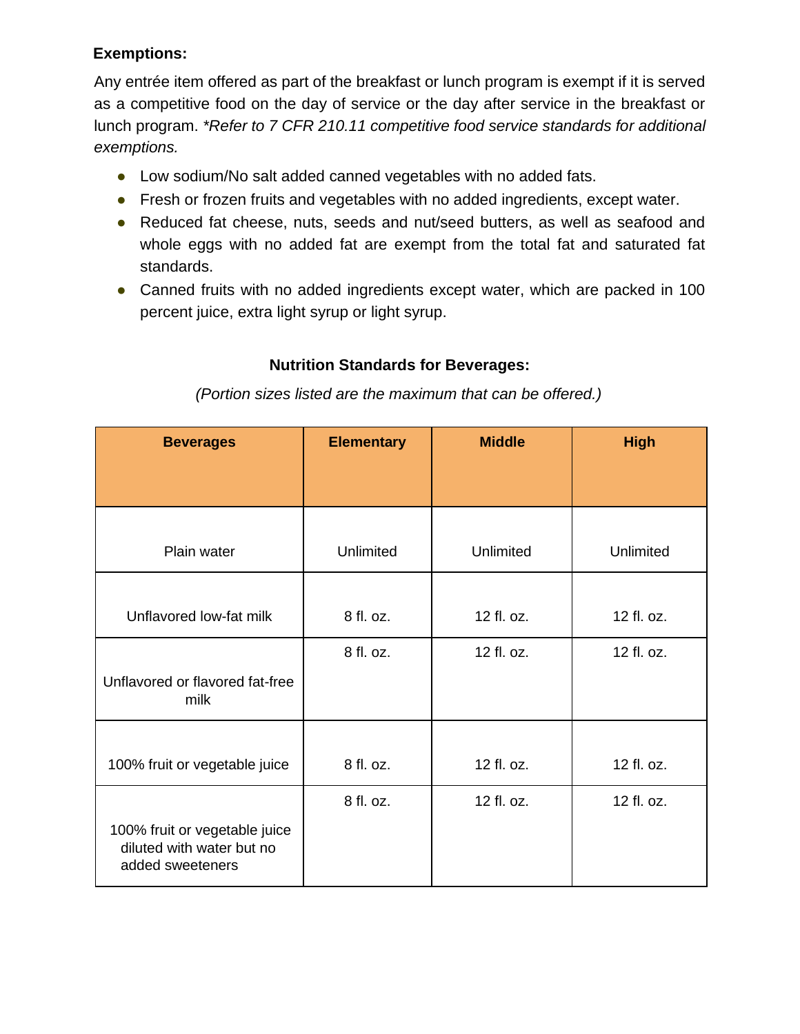**Exemptions:**

Any entrée item offered as part of the breakfast or lunch program is exempt if it is served as a competitive food on the day of service or the day after service in the breakfast or lunch program. **Refer to 7 CFR 210.11 competitive food service standards for additional exemptions.*

- Low sodium/No salt added canned vegetables with no added fats.
- Fresh or frozen fruits and vegetables with no added ingredients, except water.
- Reduced fat cheese, nuts, seeds and nut/seed butters, as well as seafood and whole eggs with no added fat are exempt from the total fat and saturated fat standards.
- Canned fruits with no added ingredients except water, which are packed in 100 percent juice, extra light syrup or light syrup.

**Nutrition Standards for Beverages:**

*(Portion sizes listed are the maximum that can be offered.)*

| Beverages | Elementary | Middle | High |
| --- | --- | --- | --- |
| Plain water | Unlimited | Unlimited | Unlimited |
| Unflavored low-fat milk | 8 fl. oz. | 12 fl. oz. | 12 fl. oz. |
| Unflavored or flavored fat-free milk | 8 fl. oz. | 12 fl. oz. | 12 fl. oz. |
| 100% fruit or vegetable juice | 8 fl. oz. | 12 fl. oz. | 12 fl. oz. |
| 100% fruit or vegetable juice diluted with water but no added sweeteners | 8 fl. oz. | 12 fl. oz. | 12 fl. oz. |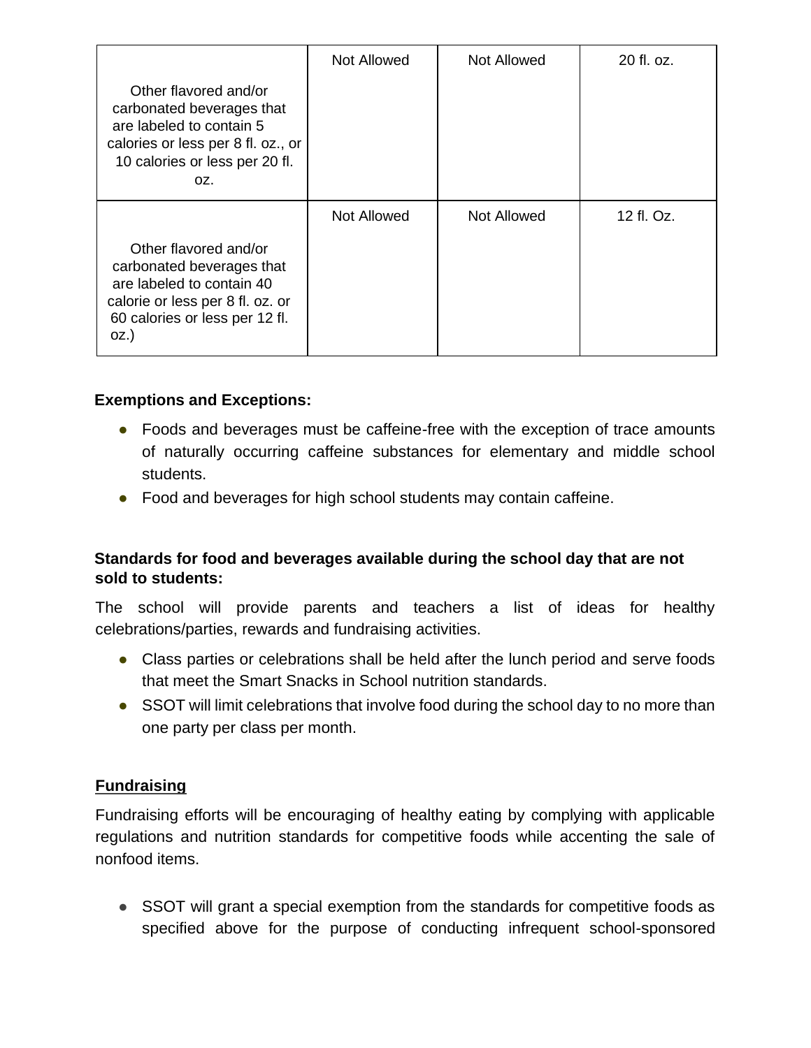| | | | |
|---|---|---|---|
| Other flavored and/or carbonated beverages that are labeled to contain 5 calories or less per 8 fl. oz., or 10 calories or less per 20 fl. oz. | Not Allowed | Not Allowed | 20 fl. oz. |
| Other flavored and/or carbonated beverages that are labeled to contain 40 calorie or less per 8 fl. oz. or 60 calories or less per 12 fl. oz.) | Not Allowed | Not Allowed | 12 fl. Oz. |

**Exemptions and Exceptions:**

- Foods and beverages must be caffeine-free with the exception of trace amounts of naturally occurring caffeine substances for elementary and middle school students.
- Food and beverages for high school students may contain caffeine.

**Standards for food and beverages available during the school day that are not sold to students:**

The school will provide parents and teachers a list of ideas for healthy celebrations/parties, rewards and fundraising activities.

- Class parties or celebrations shall be held after the lunch period and serve foods that meet the Smart Snacks in School nutrition standards.
- SSOT will limit celebrations that involve food during the school day to no more than one party per class per month.

**Fundraising**

Fundraising efforts will be encouraging of healthy eating by complying with applicable regulations and nutrition standards for competitive foods while accenting the sale of nonfood items.

- SSOT will grant a special exemption from the standards for competitive foods as specified above for the purpose of conducting infrequent school-sponsored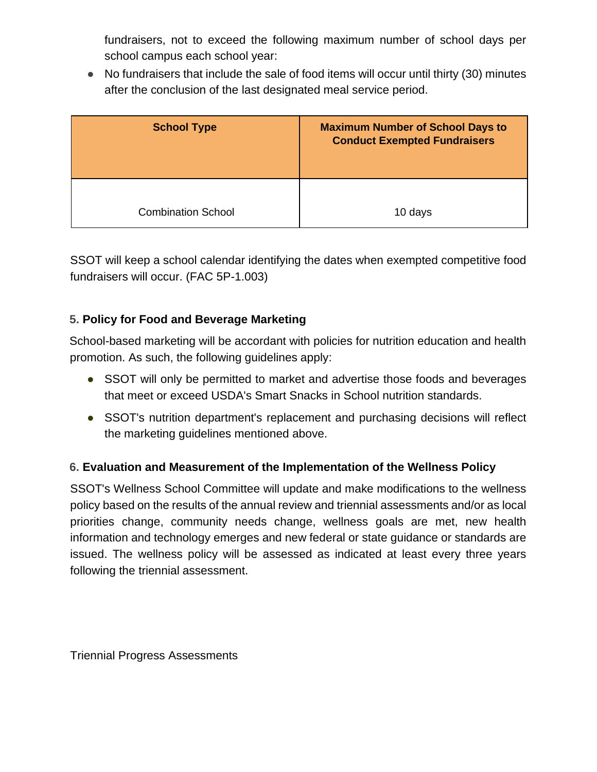fundraisers, not to exceed the following maximum number of school days per school campus each school year:

- No fundraisers that include the sale of food items will occur until thirty (30) minutes after the conclusion of the last designated meal service period.

| School Type | Maximum Number of School Days to Conduct Exempted Fundraisers |
|---|---|
| Combination School | 10 days |

SSOT will keep a school calendar identifying the dates when exempted competitive food fundraisers will occur. (FAC 5P-1.003)

### 5. Policy for Food and Beverage Marketing

School-based marketing will be accordant with policies for nutrition education and health promotion. As such, the following guidelines apply:

- SSOT will only be permitted to market and advertise those foods and beverages that meet or exceed USDA's Smart Snacks in School nutrition standards.
- SSOT's nutrition department's replacement and purchasing decisions will reflect the marketing guidelines mentioned above.

### 6. Evaluation and Measurement of the Implementation of the Wellness Policy

SSOT's Wellness School Committee will update and make modifications to the wellness policy based on the results of the annual review and triennial assessments and/or as local priorities change, community needs change, wellness goals are met, new health information and technology emerges and new federal or state guidance or standards are issued. The wellness policy will be assessed as indicated at least every three years following the triennial assessment.

Triennial Progress Assessments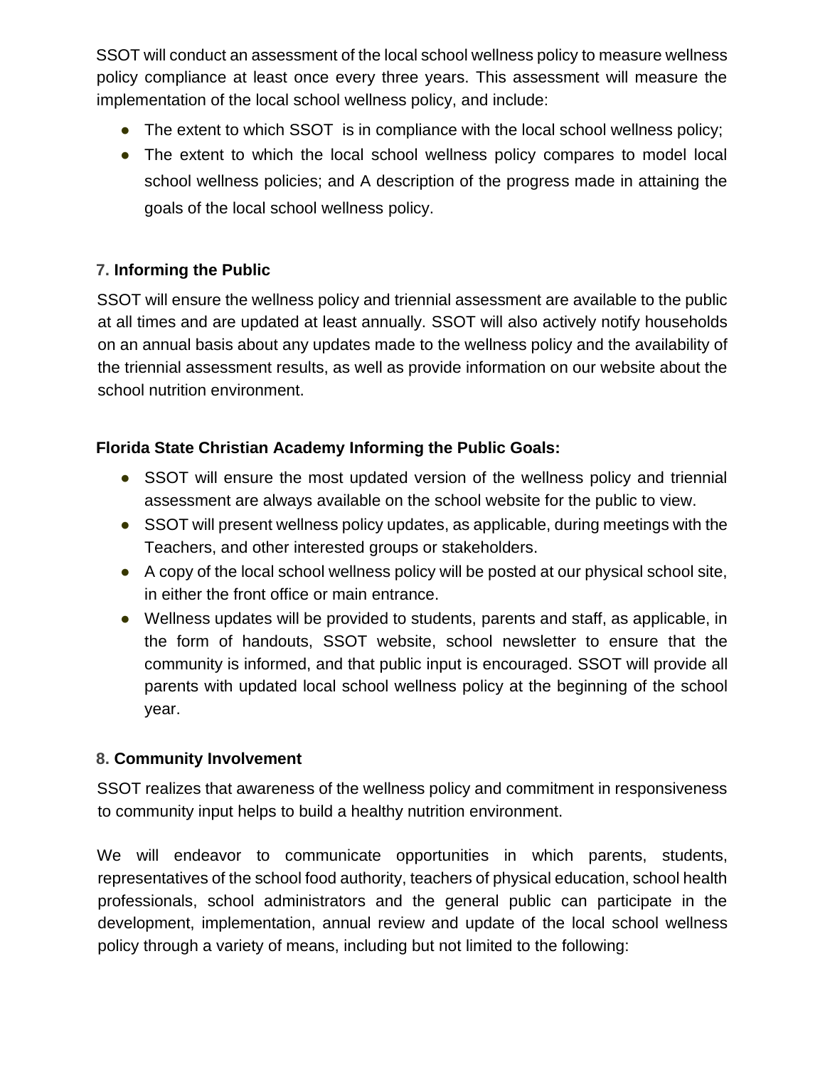SSOT will conduct an assessment of the local school wellness policy to measure wellness policy compliance at least once every three years. This assessment will measure the implementation of the local school wellness policy, and include:

- The extent to which SSOT is in compliance with the local school wellness policy;
- The extent to which the local school wellness policy compares to model local school wellness policies; and A description of the progress made in attaining the goals of the local school wellness policy.

### 7. Informing the Public

SSOT will ensure the wellness policy and triennial assessment are available to the public at all times and are updated at least annually. SSOT will also actively notify households on an annual basis about any updates made to the wellness policy and the availability of the triennial assessment results, as well as provide information on our website about the school nutrition environment.

**Florida State Christian Academy Informing the Public Goals:**

- SSOT will ensure the most updated version of the wellness policy and triennial assessment are always available on the school website for the public to view.
- SSOT will present wellness policy updates, as applicable, during meetings with the Teachers, and other interested groups or stakeholders.
- A copy of the local school wellness policy will be posted at our physical school site, in either the front office or main entrance.
- Wellness updates will be provided to students, parents and staff, as applicable, in the form of handouts, SSOT website, school newsletter to ensure that the community is informed, and that public input is encouraged. SSOT will provide all parents with updated local school wellness policy at the beginning of the school year.

### 8. Community Involvement

SSOT realizes that awareness of the wellness policy and commitment in responsiveness to community input helps to build a healthy nutrition environment.

We will endeavor to communicate opportunities in which parents, students, representatives of the school food authority, teachers of physical education, school health professionals, school administrators and the general public can participate in the development, implementation, annual review and update of the local school wellness policy through a variety of means, including but not limited to the following: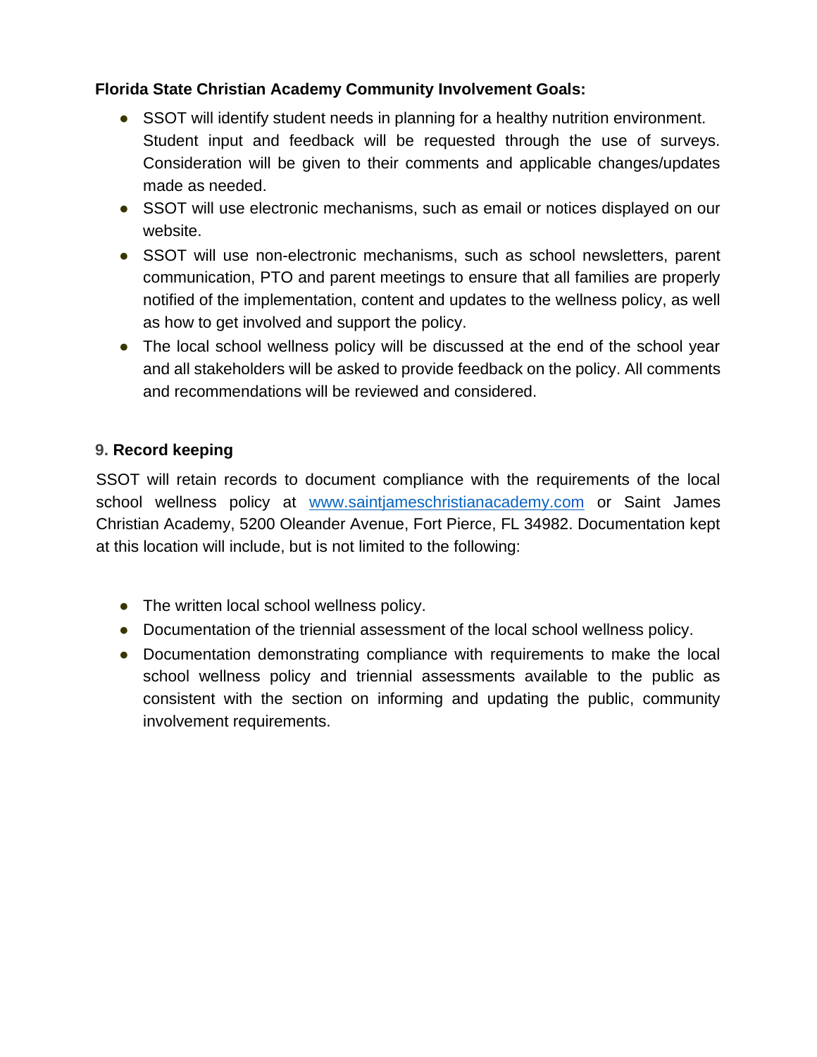**Florida State Christian Academy Community Involvement Goals:**

- SSOT will identify student needs in planning for a healthy nutrition environment. Student input and feedback will be requested through the use of surveys. Consideration will be given to their comments and applicable changes/updates made as needed.
- SSOT will use electronic mechanisms, such as email or notices displayed on our website.
- SSOT will use non-electronic mechanisms, such as school newsletters, parent communication, PTO and parent meetings to ensure that all families are properly notified of the implementation, content and updates to the wellness policy, as well as how to get involved and support the policy.
- The local school wellness policy will be discussed at the end of the school year and all stakeholders will be asked to provide feedback on the policy. All comments and recommendations will be reviewed and considered.

## 9. Record keeping

SSOT will retain records to document compliance with the requirements of the local school wellness policy at [www.saintjameschristianacademy.com](http://www.saintjameschristianacademy.com) or Saint James Christian Academy, 5200 Oleander Avenue, Fort Pierce, FL 34982. Documentation kept at this location will include, but is not limited to the following:

- The written local school wellness policy.
- Documentation of the triennial assessment of the local school wellness policy.
- Documentation demonstrating compliance with requirements to make the local school wellness policy and triennial assessments available to the public as consistent with the section on informing and updating the public, community involvement requirements.